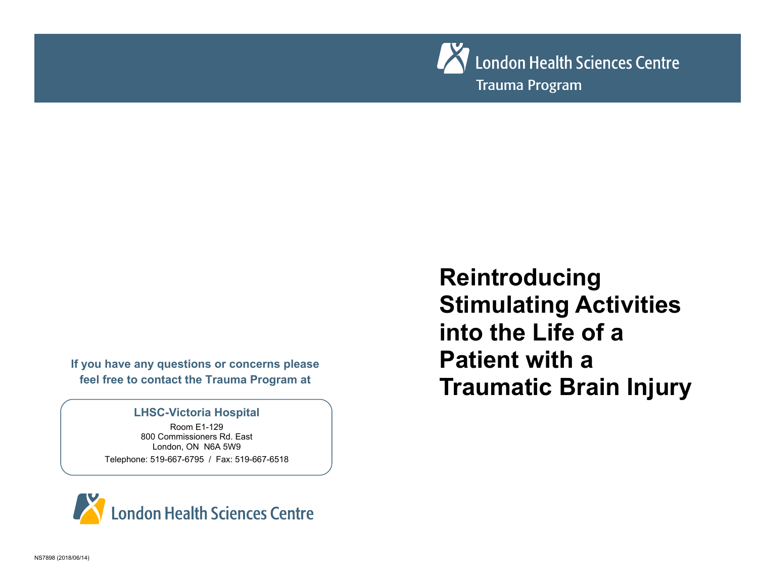London Health Sciences Centre

Trauma Program

# Reintroducing Stimulating Activities into the Life of a Patient with a Traumatic Brain Injury

**If you have any questions or concerns please feel free to contact the Trauma Program at**

**LHSC-Victoria Hospital**

Room E1-129
800 Commissioners Rd. East
London, ON N6A 5W9

Telephone: 519-667-6795 / Fax: 519-667-6518

London Health Sciences Centre

NS7898 (2018/06/14)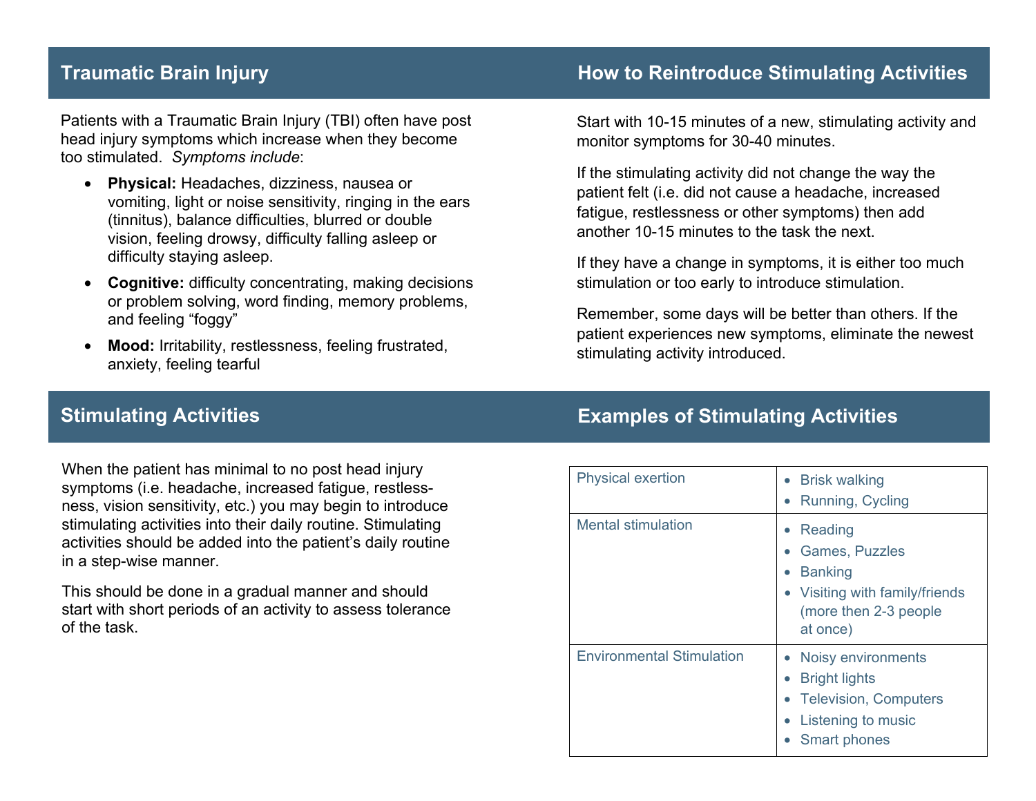## Traumatic Brain Injury

Patients with a Traumatic Brain Injury (TBI) often have post head injury symptoms which increase when they become too stimulated. *Symptoms include*:

- **Physical:** Headaches, dizziness, nausea or vomiting, light or noise sensitivity, ringing in the ears (tinnitus), balance difficulties, blurred or double vision, feeling drowsy, difficulty falling asleep or difficulty staying asleep.
- **Cognitive:** difficulty concentrating, making decisions or problem solving, word finding, memory problems, and feeling "foggy"
- **Mood:** Irritability, restlessness, feeling frustrated, anxiety, feeling tearful

## Stimulating Activities

When the patient has minimal to no post head injury symptoms (i.e. headache, increased fatigue, restless-ness, vision sensitivity, etc.) you may begin to introduce stimulating activities into their daily routine. Stimulating activities should be added into the patient's daily routine in a step-wise manner.

This should be done in a gradual manner and should start with short periods of an activity to assess tolerance of the task.

## How to Reintroduce Stimulating Activities

Start with 10-15 minutes of a new, stimulating activity and monitor symptoms for 30-40 minutes.

If the stimulating activity did not change the way the patient felt (i.e. did not cause a headache, increased fatigue, restlessness or other symptoms) then add another 10-15 minutes to the task the next.

If they have a change in symptoms, it is either too much stimulation or too early to introduce stimulation.

Remember, some days will be better than others. If the patient experiences new symptoms, eliminate the newest stimulating activity introduced.

## Examples of Stimulating Activities

| | |
|---|---|
| Physical exertion | • Brisk walking<br>• Running, Cycling |
| Mental stimulation | • Reading<br>• Games, Puzzles<br>• Banking<br>• Visiting with family/friends (more then 2-3 people at once) |
| Environmental Stimulation | • Noisy environments<br>• Bright lights<br>• Television, Computers<br>• Listening to music<br>• Smart phones |